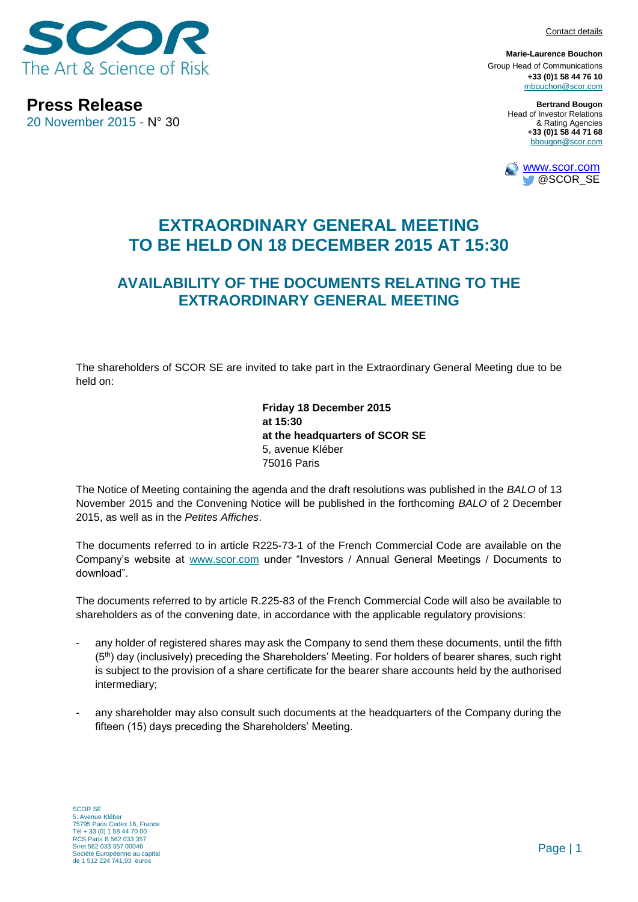# Press Release

20 November 2015 - N° 30

Contact details

**Marie-Laurence Bouchon**
Group Head of Communications
**+33 (0)1 58 44 76 10**
mbouchon@scor.com

**Bertrand Bougon**
Head of Investor Relations & Rating Agencies
**+33 (0)1 58 44 71 68**
bbougon@scor.com

www.scor.com
@SCOR_SE

## EXTRAORDINARY GENERAL MEETING TO BE HELD ON 18 DECEMBER 2015 AT 15:30

### AVAILABILITY OF THE DOCUMENTS RELATING TO THE EXTRAORDINARY GENERAL MEETING

The shareholders of SCOR SE are invited to take part in the Extraordinary General Meeting due to be held on:

**Friday 18 December 2015**
**at 15:30**
**at the headquarters of SCOR SE**
5, avenue Kléber
75016 Paris

The Notice of Meeting containing the agenda and the draft resolutions was published in the *BALO* of 13 November 2015 and the Convening Notice will be published in the forthcoming *BALO* of 2 December 2015, as well as in the *Petites Affiches*.

The documents referred to in article R225-73-1 of the French Commercial Code are available on the Company's website at www.scor.com under "Investors / Annual General Meetings / Documents to download".

The documents referred to by article R.225-83 of the French Commercial Code will also be available to shareholders as of the convening date, in accordance with the applicable regulatory provisions:

- any holder of registered shares may ask the Company to send them these documents, until the fifth (5th) day (inclusively) preceding the Shareholders' Meeting. For holders of bearer shares, such right is subject to the provision of a share certificate for the bearer share accounts held by the authorised intermediary;
- any shareholder may also consult such documents at the headquarters of the Company during the fifteen (15) days preceding the Shareholders' Meeting.

SCOR SE
5, Avenue Kléber
75795 Paris Cedex 16, France
Tél + 33 (0) 1 58 44 70 00
RCS Paris B 562 033 357
Siret 562 033 357 00046
Société Européenne au capital de 1 512 224 741,93 euros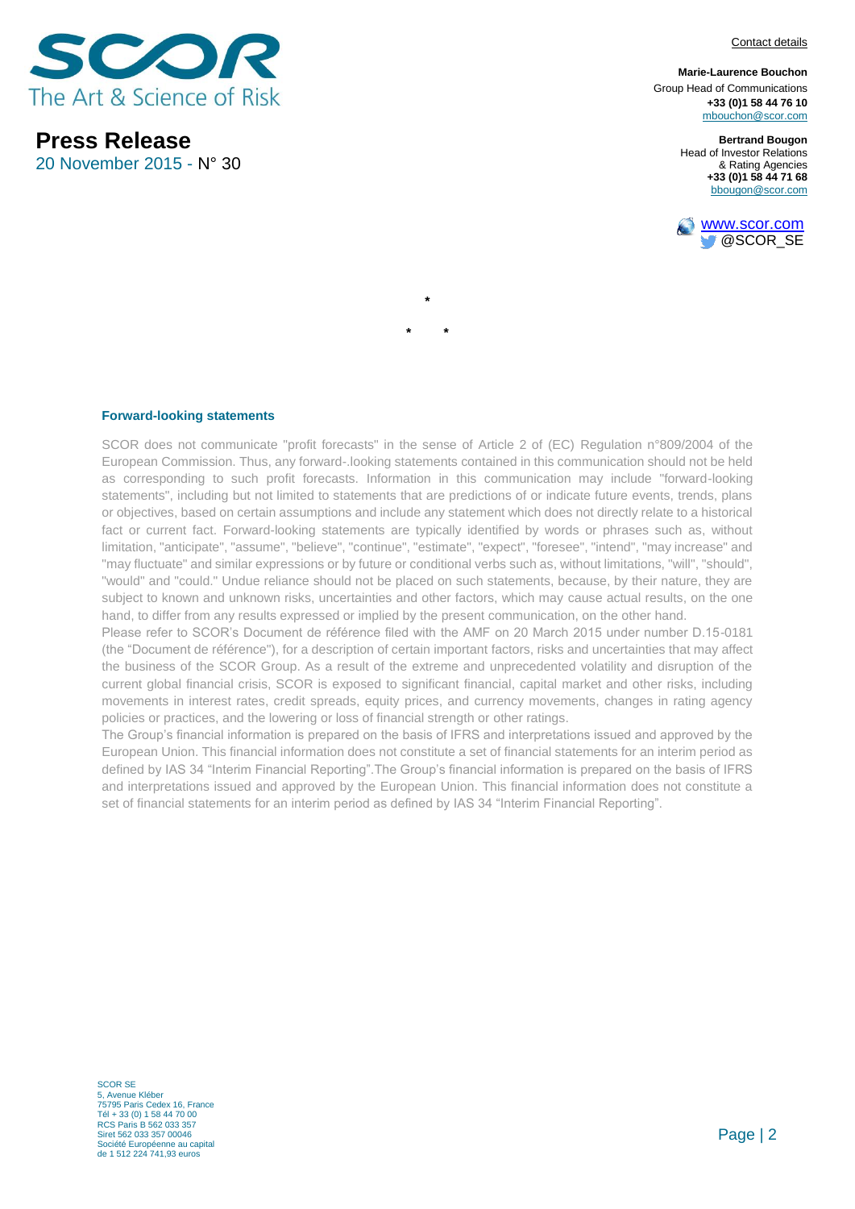**Press Release**
20 November 2015 - N° 30

Contact details

**Marie-Laurence Bouchon**
Group Head of Communications
**+33 (0)1 58 44 76 10**
mbouchon@scor.com

**Bertrand Bougon**
Head of Investor Relations
& Rating Agencies
**+33 (0)1 58 44 71 68**
bbougon@scor.com

www.scor.com
@SCOR_SE

*

\*      *

**Forward-looking statements**

SCOR does not communicate "profit forecasts" in the sense of Article 2 of (EC) Regulation n°809/2004 of the European Commission. Thus, any forward-.looking statements contained in this communication should not be held as corresponding to such profit forecasts. Information in this communication may include "forward-looking statements", including but not limited to statements that are predictions of or indicate future events, trends, plans or objectives, based on certain assumptions and include any statement which does not directly relate to a historical fact or current fact. Forward-looking statements are typically identified by words or phrases such as, without limitation, "anticipate", "assume", "believe", "continue", "estimate", "expect", "foresee", "intend", "may increase" and "may fluctuate" and similar expressions or by future or conditional verbs such as, without limitations, "will", "should", "would" and "could." Undue reliance should not be placed on such statements, because, by their nature, they are subject to known and unknown risks, uncertainties and other factors, which may cause actual results, on the one hand, to differ from any results expressed or implied by the present communication, on the other hand.
Please refer to SCOR's Document de référence filed with the AMF on 20 March 2015 under number D.15-0181 (the "Document de référence"), for a description of certain important factors, risks and uncertainties that may affect the business of the SCOR Group. As a result of the extreme and unprecedented volatility and disruption of the current global financial crisis, SCOR is exposed to significant financial, capital market and other risks, including movements in interest rates, credit spreads, equity prices, and currency movements, changes in rating agency policies or practices, and the lowering or loss of financial strength or other ratings.
The Group's financial information is prepared on the basis of IFRS and interpretations issued and approved by the European Union. This financial information does not constitute a set of financial statements for an interim period as defined by IAS 34 "Interim Financial Reporting".The Group's financial information is prepared on the basis of IFRS and interpretations issued and approved by the European Union. This financial information does not constitute a set of financial statements for an interim period as defined by IAS 34 "Interim Financial Reporting".

SCOR SE
5, Avenue Kléber
75795 Paris Cedex 16, France
Tél + 33 (0) 1 58 44 70 00
RCS Paris B 562 033 357
Siret 562 033 357 00046
Société Européenne au capital
de 1 512 224 741,93 euros